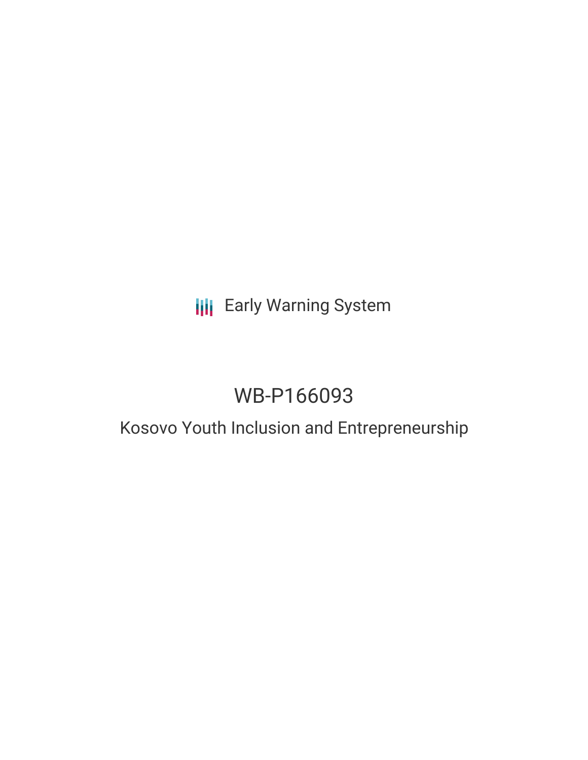Early Warning System

# WB-P166093

## Kosovo Youth Inclusion and Entrepreneurship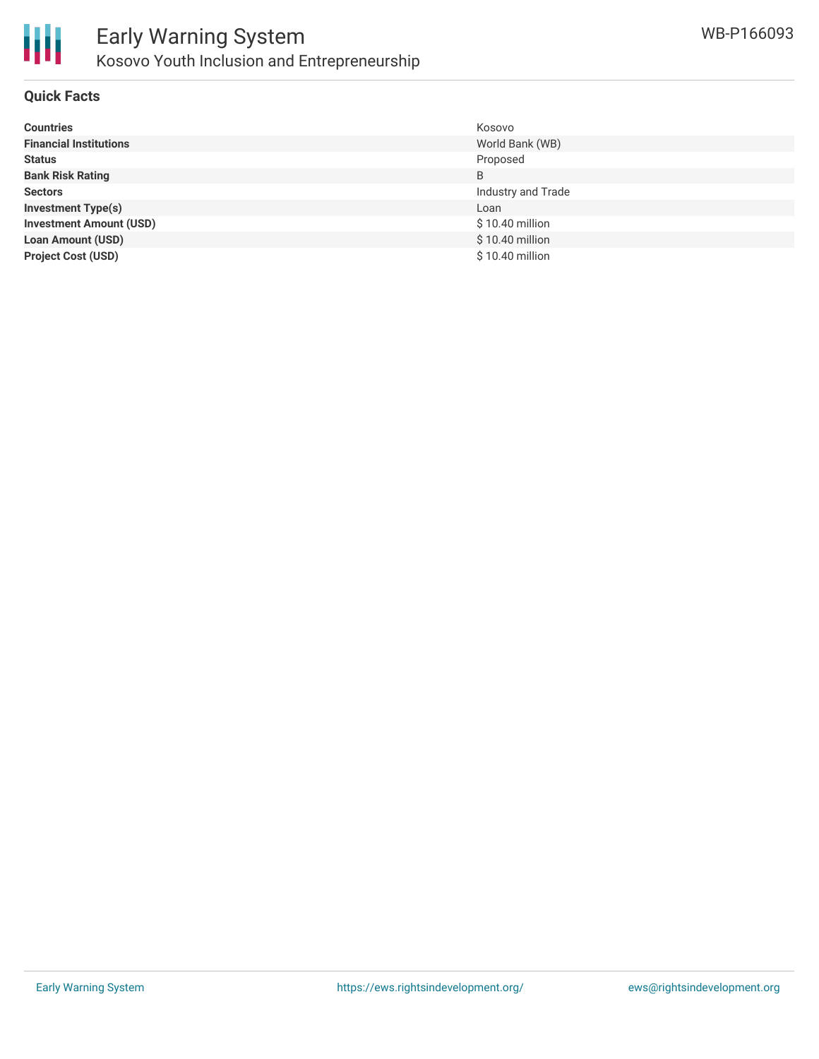## Quick Facts

| | |
|---|---|
| **Countries** | Kosovo |
| **Financial Institutions** | World Bank (WB) |
| **Status** | Proposed |
| **Bank Risk Rating** | B |
| **Sectors** | Industry and Trade |
| **Investment Type(s)** | Loan |
| **Investment Amount (USD)** | $ 10.40 million |
| **Loan Amount (USD)** | $ 10.40 million |
| **Project Cost (USD)** | $ 10.40 million |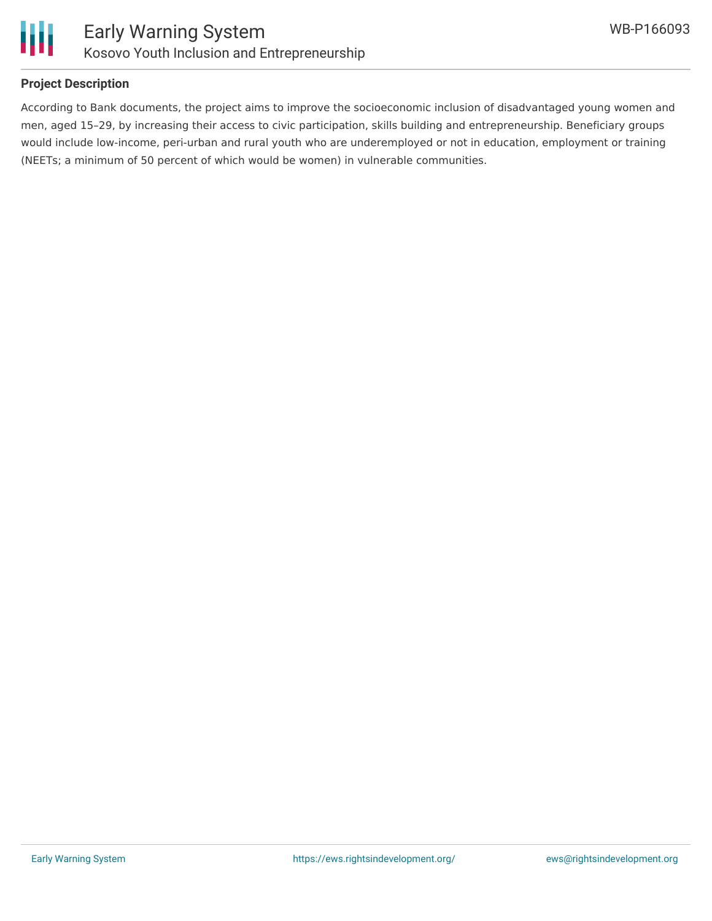## Project Description

According to Bank documents, the project aims to improve the socioeconomic inclusion of disadvantaged young women and men, aged 15–29, by increasing their access to civic participation, skills building and entrepreneurship. Beneficiary groups would include low-income, peri-urban and rural youth who are underemployed or not in education, employment or training (NEETs; a minimum of 50 percent of which would be women) in vulnerable communities.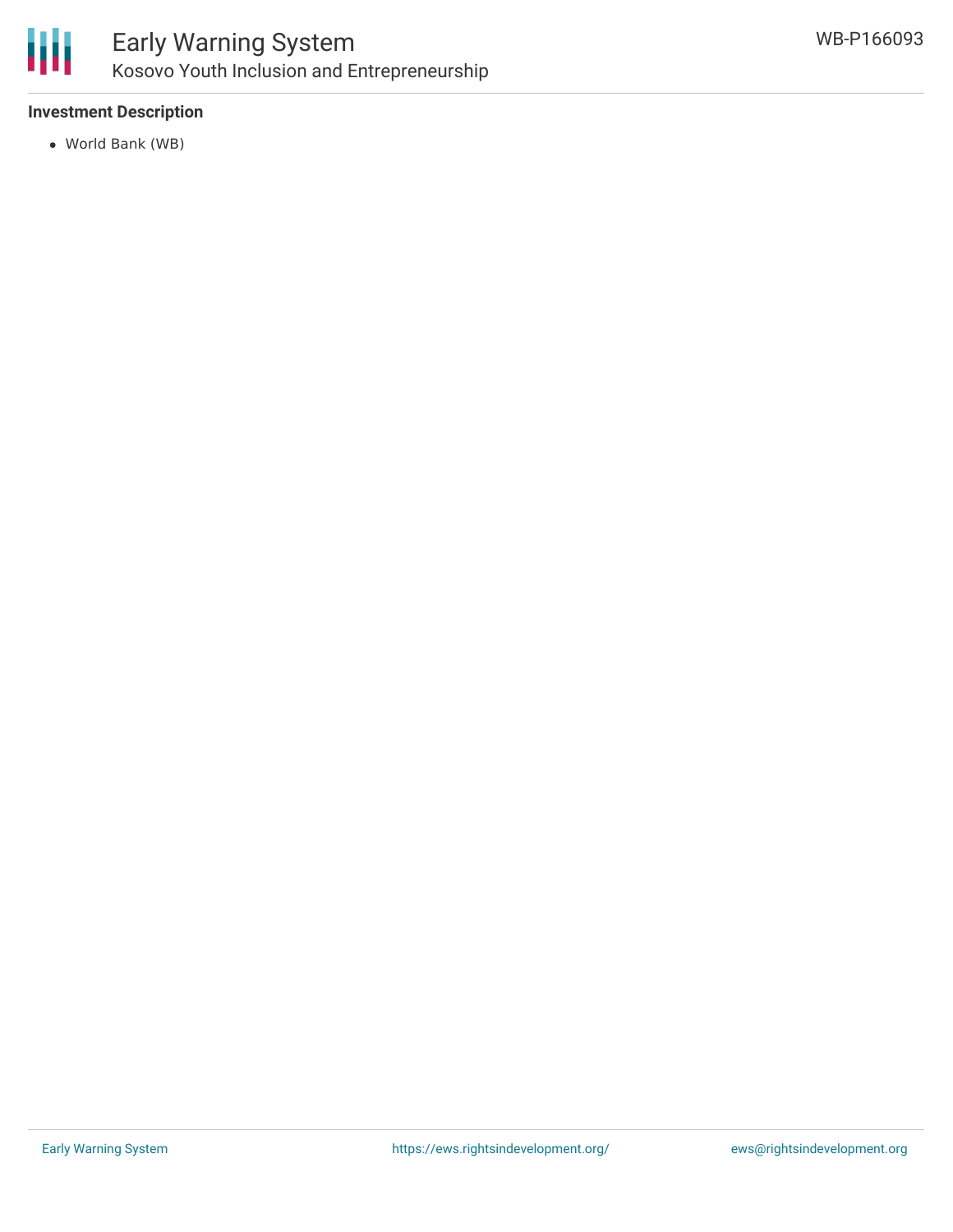### Investment Description

- World Bank (WB)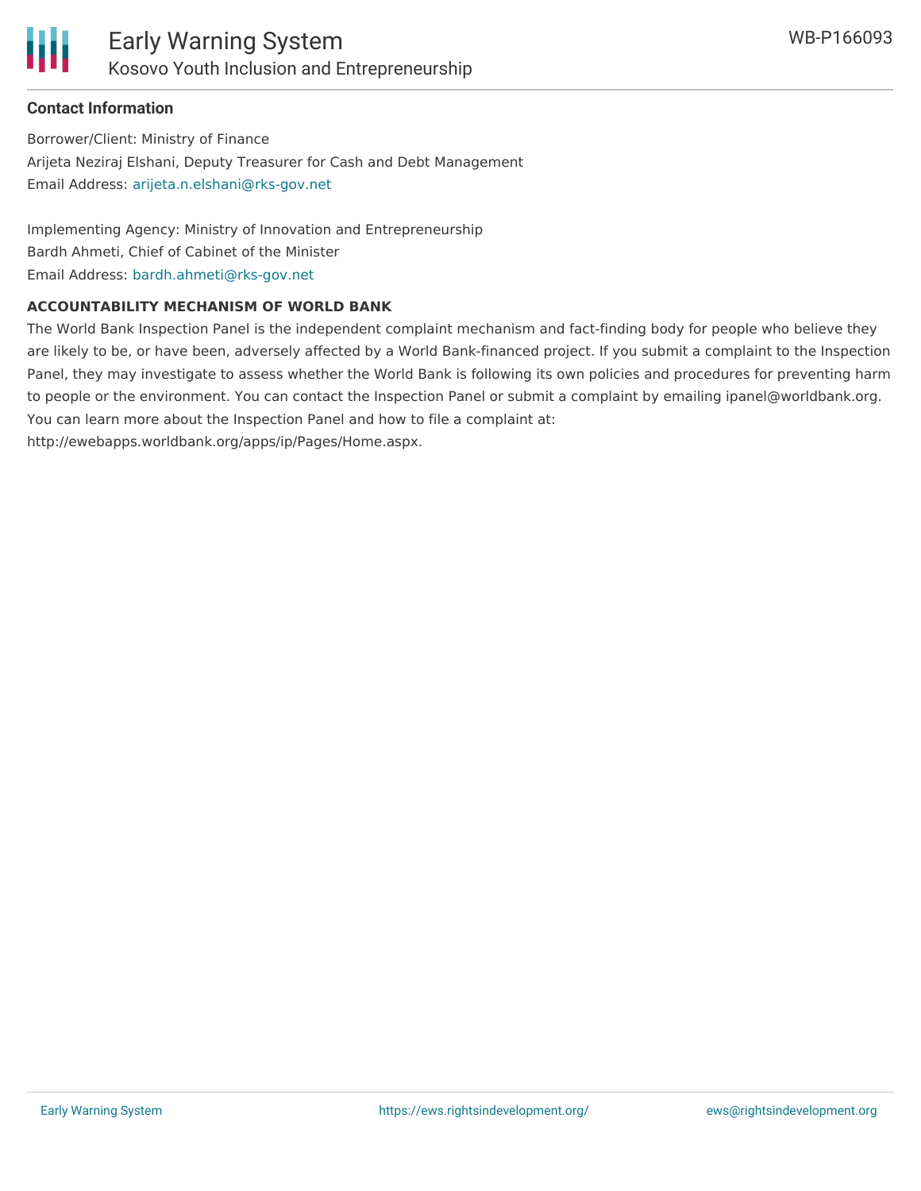### Contact Information

Borrower/Client: Ministry of Finance
Arijeta Neziraj Elshani, Deputy Treasurer for Cash and Debt Management
Email Address: arijeta.n.elshani@rks-gov.net

Implementing Agency: Ministry of Innovation and Entrepreneurship
Bardh Ahmeti, Chief of Cabinet of the Minister
Email Address: bardh.ahmeti@rks-gov.net

**ACCOUNTABILITY MECHANISM OF WORLD BANK**

The World Bank Inspection Panel is the independent complaint mechanism and fact-finding body for people who believe they are likely to be, or have been, adversely affected by a World Bank-financed project. If you submit a complaint to the Inspection Panel, they may investigate to assess whether the World Bank is following its own policies and procedures for preventing harm to people or the environment. You can contact the Inspection Panel or submit a complaint by emailing ipanel@worldbank.org. You can learn more about the Inspection Panel and how to file a complaint at: http://ewebapps.worldbank.org/apps/ip/Pages/Home.aspx.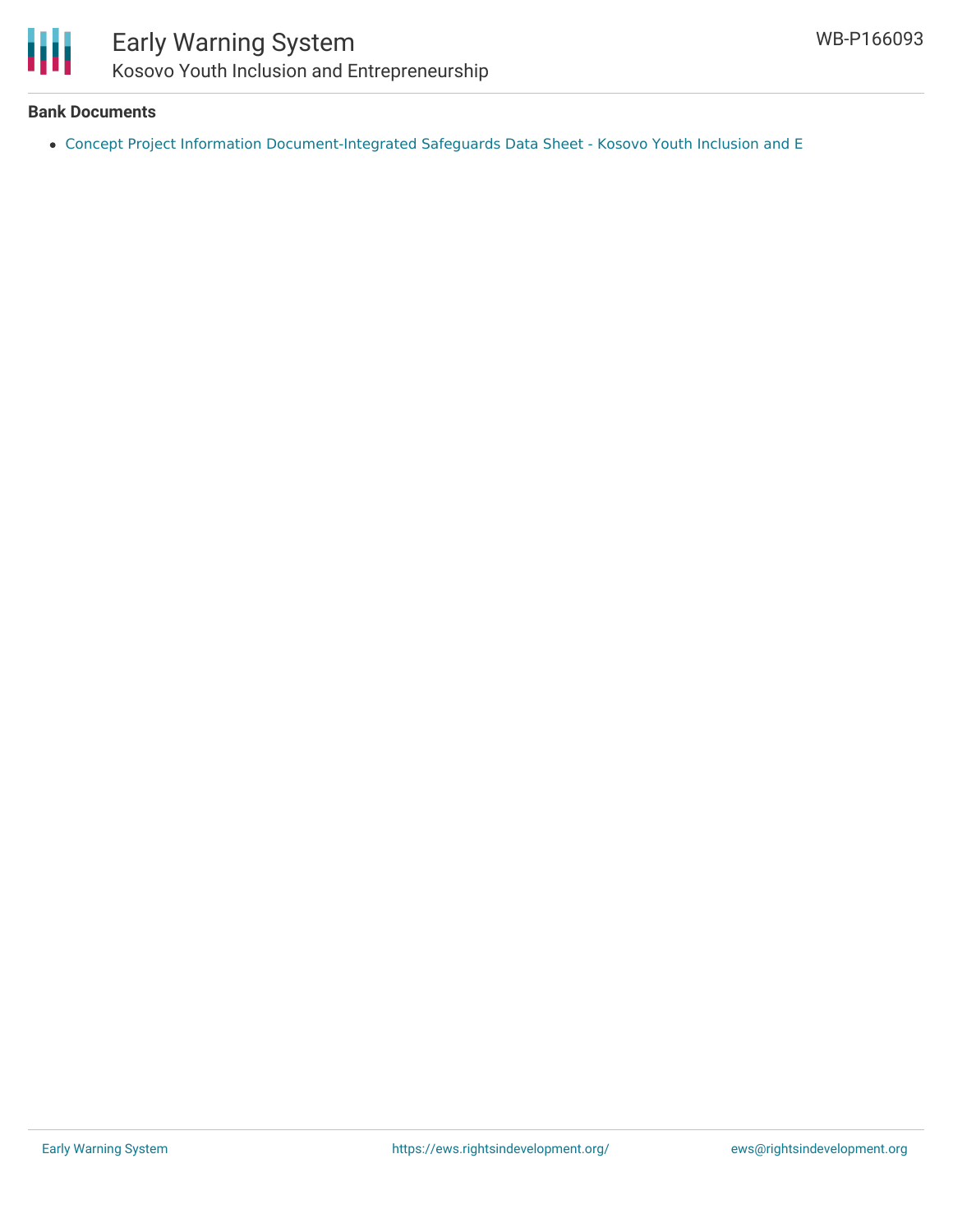**Bank Documents**

- Concept Project Information Document-Integrated Safeguards Data Sheet - Kosovo Youth Inclusion and E